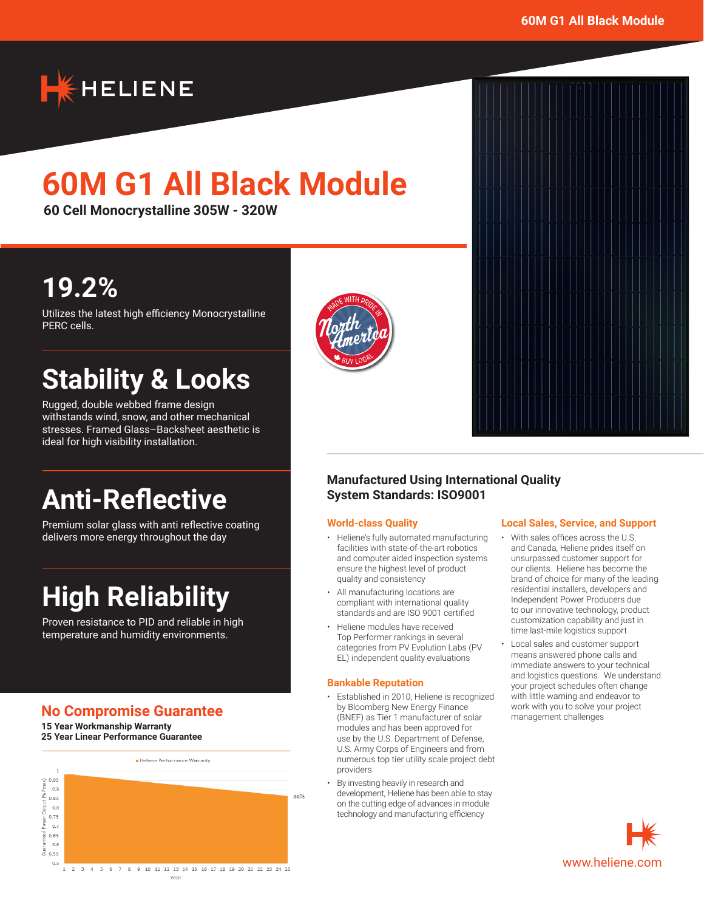# 60M G1 All Black Module

**60 Cell Monocrystalline 305W - 320W**

## 19.2%

Utilizes the latest high efficiency Monocrystalline PERC cells.

## Stability & Looks

Rugged, double webbed frame design withstands wind, snow, and other mechanical stresses. Framed Glass–Backsheet aesthetic is ideal for high visibility installation.

## Anti-Reflective

Premium solar glass with anti reflective coating delivers more energy throughout the day

## High Reliability

Proven resistance to PID and reliable in high temperature and humidity environments.

## No Compromise Guarantee

**15 Year Workmanship Warranty**
**25 Year Linear Performance Guarantee**

## Manufactured Using International Quality System Standards: ISO9001

### World-class Quality

- Heliene's fully automated manufacturing facilities with state-of-the-art robotics and computer aided inspection systems ensure the highest level of product quality and consistency
- All manufacturing locations are compliant with international quality standards and are ISO 9001 certified
- Heliene modules have received Top Performer rankings in several categories from PV Evolution Labs (PV EL) independent quality evaluations

### Bankable Reputation

- Established in 2010, Heliene is recognized by Bloomberg New Energy Finance (BNEF) as Tier 1 manufacturer of solar modules and has been approved for use by the U.S. Department of Defense, U.S. Army Corps of Engineers and from numerous top tier utility scale project debt providers
- By investing heavily in research and development, Heliene has been able to stay on the cutting edge of advances in module technology and manufacturing efficiency

### Local Sales, Service, and Support

- With sales offices across the U.S. and Canada, Heliene prides itself on unsurpassed customer support for our clients. Heliene has become the brand of choice for many of the leading residential installers, developers and Independent Power Producers due to our innovative technology, product customization capability and just in time last-mile logistics support
- Local sales and customer support means answered phone calls and immediate answers to your technical and logistics questions. We understand your project schedules often change with little warning and endeavor to work with you to solve your project management challenges

www.heliene.com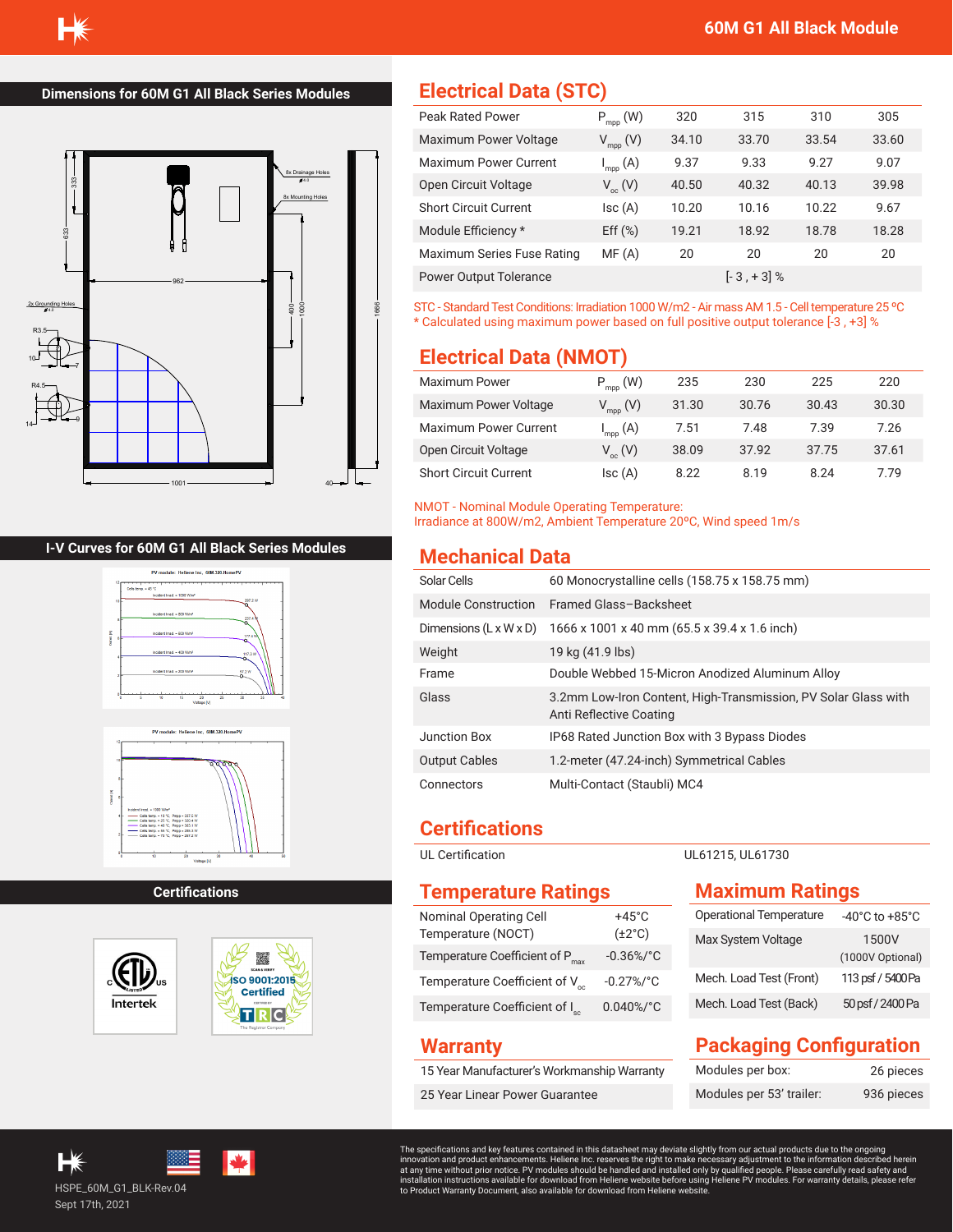# 60M G1 All Black Module

## Dimensions for 60M G1 All Black Series Modules

8x Drainage Holes
8x Mounting Holes
2x Grounding Holes
333
633
962
400
1000
1666
R3.5
10
7
R4.5
14
9
1001
40

## I-V Curves for 60M G1 All Black Series Modules

PV module: Heliene Inc., 60M.320.HomePV

PV module: Heliene Inc., 60M.320.HomePV

Voltage [V]

## Certifications

Intertek

ISO 9001:2015 Certified
TRC
The Registrar Company

## Electrical Data (STC)

| | | | | | |
|---|---|---|---|---|---|
| Peak Rated Power | $P_{mpp}$ (W) | 320 | 315 | 310 | 305 |
| Maximum Power Voltage | $V_{mpp}$ (V) | 34.10 | 33.70 | 33.54 | 33.60 |
| Maximum Power Current | $I_{mpp}$ (A) | 9.37 | 9.33 | 9.27 | 9.07 |
| Open Circuit Voltage | $V_{oc}$ (V) | 40.50 | 40.32 | 40.13 | 39.98 |
| Short Circuit Current | Isc (A) | 10.20 | 10.16 | 10.22 | 9.67 |
| Module Efficiency * | Eff (%) | 19.21 | 18.92 | 18.78 | 18.28 |
| Maximum Series Fuse Rating | MF (A) | 20 | 20 | 20 | 20 |
| Power Output Tolerance | | [- 3 , + 3] % | | | |

STC - Standard Test Conditions: Irradiation 1000 W/m2 - Air mass AM 1.5 - Cell temperature 25 °C
* Calculated using maximum power based on full positive output tolerance [-3 , +3] %

## Electrical Data (NMOT)

| | | | | | |
|---|---|---|---|---|---|
| Maximum Power | $P_{mpp}$ (W) | 235 | 230 | 225 | 220 |
| Maximum Power Voltage | $V_{mpp}$ (V) | 31.30 | 30.76 | 30.43 | 30.30 |
| Maximum Power Current | $I_{mpp}$ (A) | 7.51 | 7.48 | 7.39 | 7.26 |
| Open Circuit Voltage | $V_{oc}$ (V) | 38.09 | 37.92 | 37.75 | 37.61 |
| Short Circuit Current | Isc (A) | 8.22 | 8.19 | 8.24 | 7.79 |

NMOT - Nominal Module Operating Temperature:
Irradiance at 800W/m2, Ambient Temperature 20°C, Wind speed 1m/s

## Mechanical Data

| | |
|---|---|
| Solar Cells | 60 Monocrystalline cells (158.75 x 158.75 mm) |
| Module Construction | Framed Glass–Backsheet |
| Dimensions (L x W x D) | 1666 x 1001 x 40 mm (65.5 x 39.4 x 1.6 inch) |
| Weight | 19 kg (41.9 lbs) |
| Frame | Double Webbed 15-Micron Anodized Aluminum Alloy |
| Glass | 3.2mm Low-Iron Content, High-Transmission, PV Solar Glass with Anti Reflective Coating |
| Junction Box | IP68 Rated Junction Box with 3 Bypass Diodes |
| Output Cables | 1.2-meter (47.24-inch) Symmetrical Cables |
| Connectors | Multi-Contact (Staubli) MC4 |

## Certifications

| | |
|---|---|
| UL Certification | UL61215, UL61730 |

## Temperature Ratings

| | |
|---|---|
| Nominal Operating Cell Temperature (NOCT) | +45°C (±2°C) |
| Temperature Coefficient of $P_{max}$ | -0.36%/°C |
| Temperature Coefficient of $V_{oc}$ | -0.27%/°C |
| Temperature Coefficient of $I_{sc}$ | 0.040%/°C |

## Maximum Ratings

| | |
|---|---|
| Operational Temperature | -40°C to +85°C |
| Max System Voltage | 1500V (1000V Optional) |
| Mech. Load Test (Front) | 113 psf / 5400 Pa |
| Mech. Load Test (Back) | 50 psf / 2400 Pa |

## Warranty

15 Year Manufacturer's Workmanship Warranty

25 Year Linear Power Guarantee

## Packaging Configuration

| | |
|---|---|
| Modules per box: | 26 pieces |
| Modules per 53' trailer: | 936 pieces |

HSPE_60M_G1_BLK-Rev.04
Sept 17th, 2021

The specifications and key features contained in this datasheet may deviate slightly from our actual products due to the ongoing innovation and product enhancements. Heliene Inc. reserves the right to make necessary adjustment to the information described herein at any time without prior notice. PV modules should be handled and installed only by qualified people. Please carefully read safety and installation instructions available for download from Heliene website before using Heliene PV modules. For warranty details, please refer to Product Warranty Document, also available for download from Heliene website.